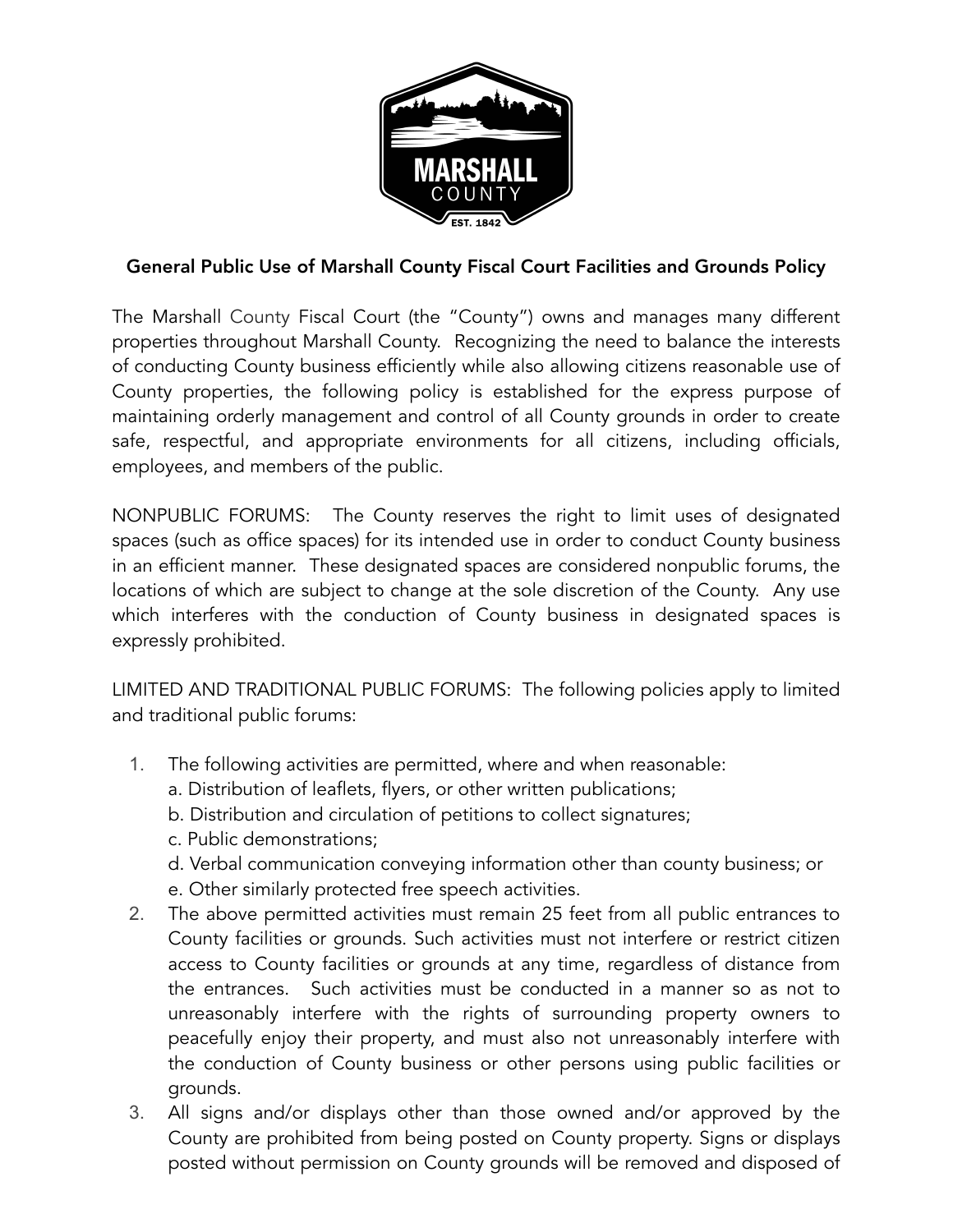# General Public Use of Marshall County Fiscal Court Facilities and Grounds Policy

The Marshall County Fiscal Court (the "County") owns and manages many different properties throughout Marshall County. Recognizing the need to balance the interests of conducting County business efficiently while also allowing citizens reasonable use of County properties, the following policy is established for the express purpose of maintaining orderly management and control of all County grounds in order to create safe, respectful, and appropriate environments for all citizens, including officials, employees, and members of the public.

NONPUBLIC FORUMS: The County reserves the right to limit uses of designated spaces (such as office spaces) for its intended use in order to conduct County business in an efficient manner. These designated spaces are considered nonpublic forums, the locations of which are subject to change at the sole discretion of the County. Any use which interferes with the conduction of County business in designated spaces is expressly prohibited.

LIMITED AND TRADITIONAL PUBLIC FORUMS: The following policies apply to limited and traditional public forums:

1. The following activities are permitted, where and when reasonable:
   a. Distribution of leaflets, flyers, or other written publications;
   b. Distribution and circulation of petitions to collect signatures;
   c. Public demonstrations;
   d. Verbal communication conveying information other than county business; or
   e. Other similarly protected free speech activities.
2. The above permitted activities must remain 25 feet from all public entrances to County facilities or grounds. Such activities must not interfere or restrict citizen access to County facilities or grounds at any time, regardless of distance from the entrances. Such activities must be conducted in a manner so as not to unreasonably interfere with the rights of surrounding property owners to peacefully enjoy their property, and must also not unreasonably interfere with the conduction of County business or other persons using public facilities or grounds.
3. All signs and/or displays other than those owned and/or approved by the County are prohibited from being posted on County property. Signs or displays posted without permission on County grounds will be removed and disposed of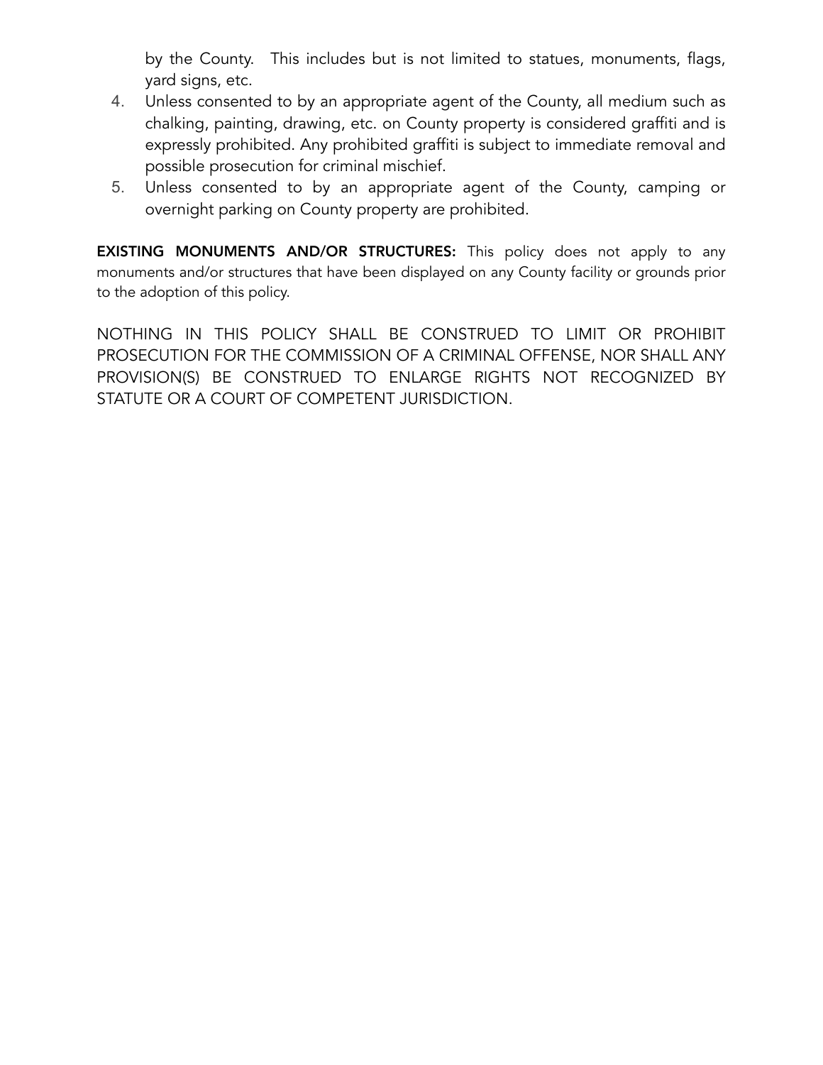by the County. This includes but is not limited to statues, monuments, flags, yard signs, etc.

4. Unless consented to by an appropriate agent of the County, all medium such as chalking, painting, drawing, etc. on County property is considered graffiti and is expressly prohibited. Any prohibited graffiti is subject to immediate removal and possible prosecution for criminal mischief.
5. Unless consented to by an appropriate agent of the County, camping or overnight parking on County property are prohibited.

**EXISTING MONUMENTS AND/OR STRUCTURES:** This policy does not apply to any monuments and/or structures that have been displayed on any County facility or grounds prior to the adoption of this policy.

NOTHING IN THIS POLICY SHALL BE CONSTRUED TO LIMIT OR PROHIBIT PROSECUTION FOR THE COMMISSION OF A CRIMINAL OFFENSE, NOR SHALL ANY PROVISION(S) BE CONSTRUED TO ENLARGE RIGHTS NOT RECOGNIZED BY STATUTE OR A COURT OF COMPETENT JURISDICTION.